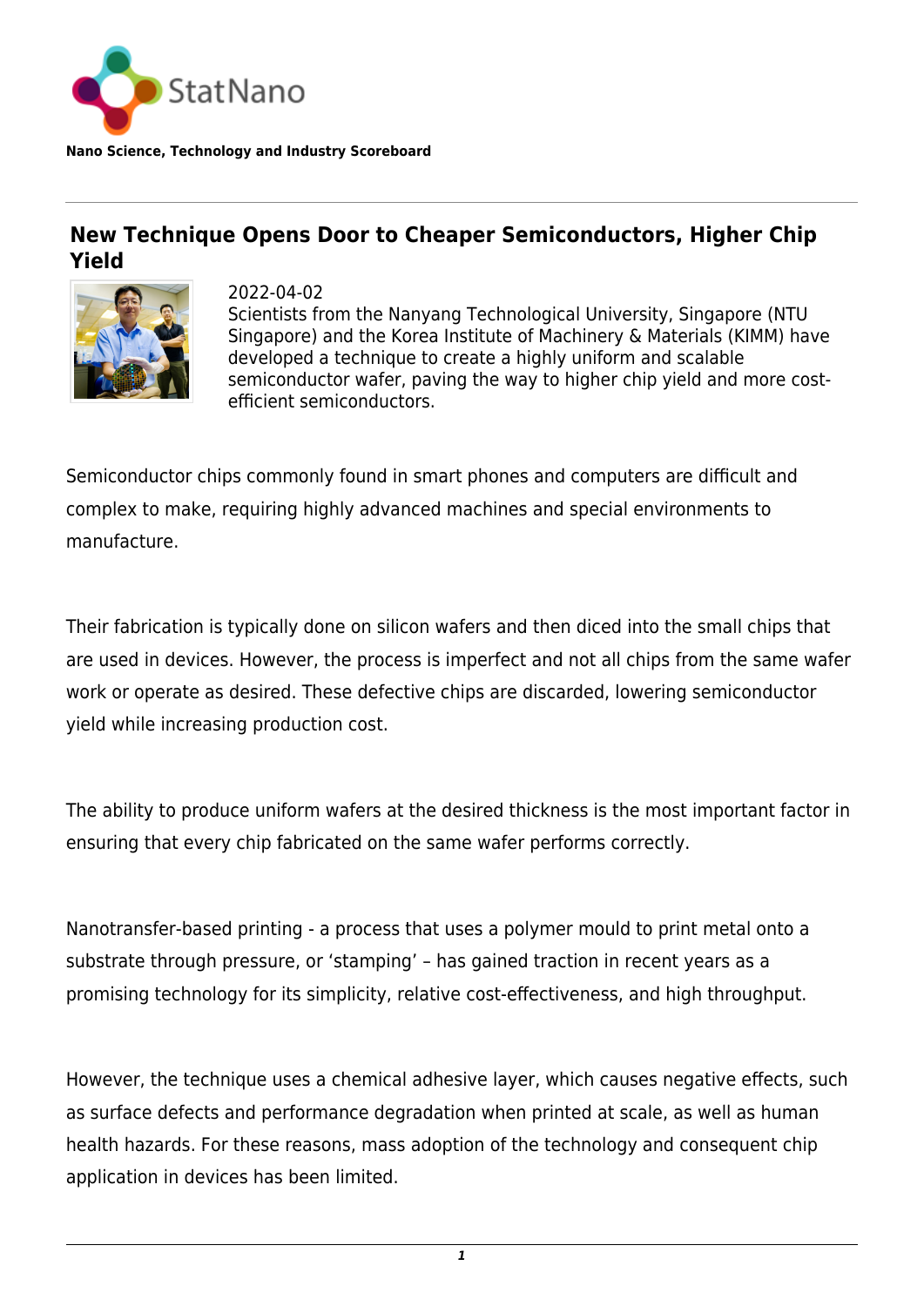**Nano Science, Technology and Industry Scoreboard**

## New Technique Opens Door to Cheaper Semiconductors, Higher Chip Yield

2022-04-02

Scientists from the Nanyang Technological University, Singapore (NTU Singapore) and the Korea Institute of Machinery & Materials (KIMM) have developed a technique to create a highly uniform and scalable semiconductor wafer, paving the way to higher chip yield and more cost-efficient semiconductors.

Semiconductor chips commonly found in smart phones and computers are difficult and complex to make, requiring highly advanced machines and special environments to manufacture.

Their fabrication is typically done on silicon wafers and then diced into the small chips that are used in devices. However, the process is imperfect and not all chips from the same wafer work or operate as desired. These defective chips are discarded, lowering semiconductor yield while increasing production cost.

The ability to produce uniform wafers at the desired thickness is the most important factor in ensuring that every chip fabricated on the same wafer performs correctly.

Nanotransfer-based printing - a process that uses a polymer mould to print metal onto a substrate through pressure, or 'stamping' – has gained traction in recent years as a promising technology for its simplicity, relative cost-effectiveness, and high throughput.

However, the technique uses a chemical adhesive layer, which causes negative effects, such as surface defects and performance degradation when printed at scale, as well as human health hazards. For these reasons, mass adoption of the technology and consequent chip application in devices has been limited.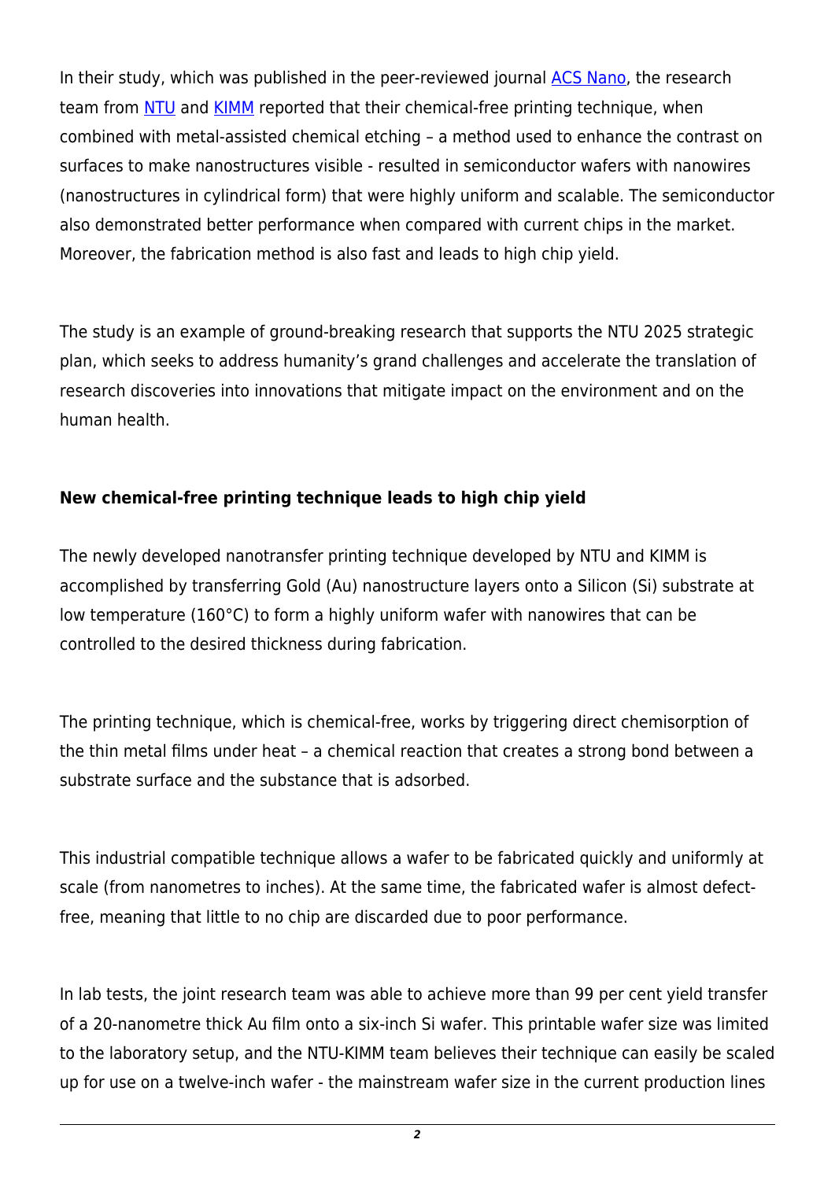In their study, which was published in the peer-reviewed journal [ACS Nano](), the research team from [NTU]() and [KIMM]() reported that their chemical-free printing technique, when combined with metal-assisted chemical etching – a method used to enhance the contrast on surfaces to make nanostructures visible - resulted in semiconductor wafers with nanowires (nanostructures in cylindrical form) that were highly uniform and scalable. The semiconductor also demonstrated better performance when compared with current chips in the market. Moreover, the fabrication method is also fast and leads to high chip yield.

The study is an example of ground-breaking research that supports the NTU 2025 strategic plan, which seeks to address humanity's grand challenges and accelerate the translation of research discoveries into innovations that mitigate impact on the environment and on the human health.

**New chemical-free printing technique leads to high chip yield**

The newly developed nanotransfer printing technique developed by NTU and KIMM is accomplished by transferring Gold (Au) nanostructure layers onto a Silicon (Si) substrate at low temperature (160°C) to form a highly uniform wafer with nanowires that can be controlled to the desired thickness during fabrication.

The printing technique, which is chemical-free, works by triggering direct chemisorption of the thin metal films under heat – a chemical reaction that creates a strong bond between a substrate surface and the substance that is adsorbed.

This industrial compatible technique allows a wafer to be fabricated quickly and uniformly at scale (from nanometres to inches). At the same time, the fabricated wafer is almost defect-free, meaning that little to no chip are discarded due to poor performance.

In lab tests, the joint research team was able to achieve more than 99 per cent yield transfer of a 20-nanometre thick Au film onto a six-inch Si wafer. This printable wafer size was limited to the laboratory setup, and the NTU-KIMM team believes their technique can easily be scaled up for use on a twelve-inch wafer - the mainstream wafer size in the current production lines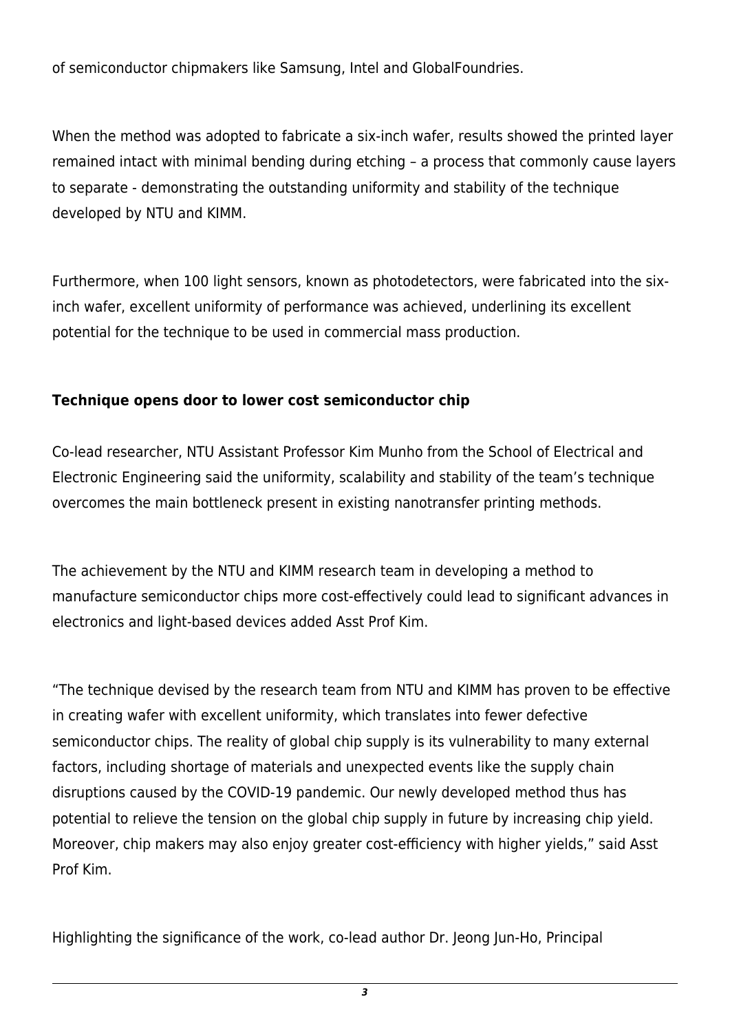of semiconductor chipmakers like Samsung, Intel and GlobalFoundries.

When the method was adopted to fabricate a six-inch wafer, results showed the printed layer remained intact with minimal bending during etching – a process that commonly cause layers to separate - demonstrating the outstanding uniformity and stability of the technique developed by NTU and KIMM.

Furthermore, when 100 light sensors, known as photodetectors, were fabricated into the six-inch wafer, excellent uniformity of performance was achieved, underlining its excellent potential for the technique to be used in commercial mass production.

**Technique opens door to lower cost semiconductor chip**

Co-lead researcher, NTU Assistant Professor Kim Munho from the School of Electrical and Electronic Engineering said the uniformity, scalability and stability of the team's technique overcomes the main bottleneck present in existing nanotransfer printing methods.

The achievement by the NTU and KIMM research team in developing a method to manufacture semiconductor chips more cost-effectively could lead to significant advances in electronics and light-based devices added Asst Prof Kim.

"The technique devised by the research team from NTU and KIMM has proven to be effective in creating wafer with excellent uniformity, which translates into fewer defective semiconductor chips. The reality of global chip supply is its vulnerability to many external factors, including shortage of materials and unexpected events like the supply chain disruptions caused by the COVID-19 pandemic. Our newly developed method thus has potential to relieve the tension on the global chip supply in future by increasing chip yield. Moreover, chip makers may also enjoy greater cost-efficiency with higher yields," said Asst Prof Kim.

Highlighting the significance of the work, co-lead author Dr. Jeong Jun-Ho, Principal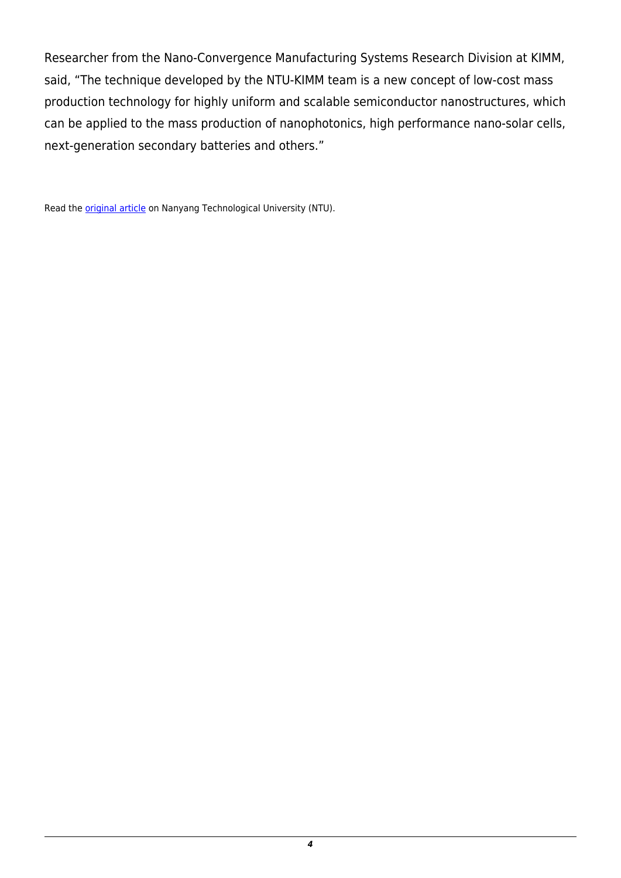Researcher from the Nano-Convergence Manufacturing Systems Research Division at KIMM, said, “The technique developed by the NTU-KIMM team is a new concept of low-cost mass production technology for highly uniform and scalable semiconductor nanostructures, which can be applied to the mass production of nanophotonics, high performance nano-solar cells, next-generation secondary batteries and others.”

Read the original article on Nanyang Technological University (NTU).